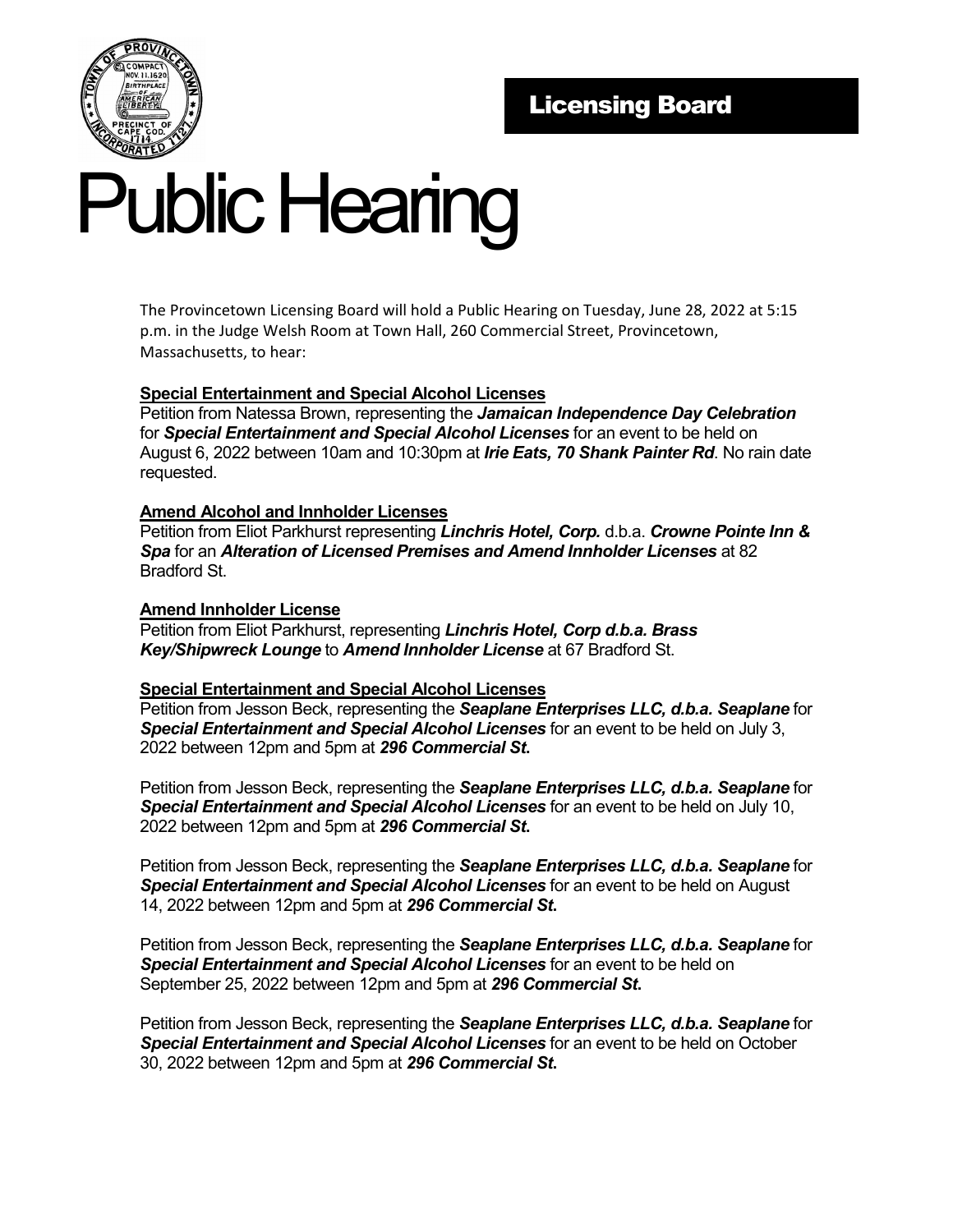**Licensing Board**

# Public Hearing

The Provincetown Licensing Board will hold a Public Hearing on Tuesday, June 28, 2022 at 5:15 p.m. in the Judge Welsh Room at Town Hall, 260 Commercial Street, Provincetown, Massachusetts, to hear:

**Special Entertainment and Special Alcohol Licenses**

Petition from Natessa Brown, representing the ***Jamaican Independence Day Celebration*** for ***Special Entertainment and Special Alcohol Licenses*** for an event to be held on August 6, 2022 between 10am and 10:30pm at ***Irie Eats, 70 Shank Painter Rd***. No rain date requested.

**Amend Alcohol and Innholder Licenses**

Petition from Eliot Parkhurst representing ***Linchris Hotel, Corp.*** d.b.a. ***Crowne Pointe Inn & Spa*** for an ***Alteration of Licensed Premises and Amend Innholder Licenses*** at 82 Bradford St.

**Amend Innholder License**

Petition from Eliot Parkhurst, representing ***Linchris Hotel, Corp d.b.a. Brass Key/Shipwreck Lounge*** to ***Amend Innholder License*** at 67 Bradford St.

**Special Entertainment and Special Alcohol Licenses**

Petition from Jesson Beck, representing the ***Seaplane Enterprises LLC, d.b.a. Seaplane*** for ***Special Entertainment and Special Alcohol Licenses*** for an event to be held on July 3, 2022 between 12pm and 5pm at ***296 Commercial St.***

Petition from Jesson Beck, representing the ***Seaplane Enterprises LLC, d.b.a. Seaplane*** for ***Special Entertainment and Special Alcohol Licenses*** for an event to be held on July 10, 2022 between 12pm and 5pm at ***296 Commercial St.***

Petition from Jesson Beck, representing the ***Seaplane Enterprises LLC, d.b.a. Seaplane*** for ***Special Entertainment and Special Alcohol Licenses*** for an event to be held on August 14, 2022 between 12pm and 5pm at ***296 Commercial St.***

Petition from Jesson Beck, representing the ***Seaplane Enterprises LLC, d.b.a. Seaplane*** for ***Special Entertainment and Special Alcohol Licenses*** for an event to be held on September 25, 2022 between 12pm and 5pm at ***296 Commercial St.***

Petition from Jesson Beck, representing the ***Seaplane Enterprises LLC, d.b.a. Seaplane*** for ***Special Entertainment and Special Alcohol Licenses*** for an event to be held on October 30, 2022 between 12pm and 5pm at ***296 Commercial St.***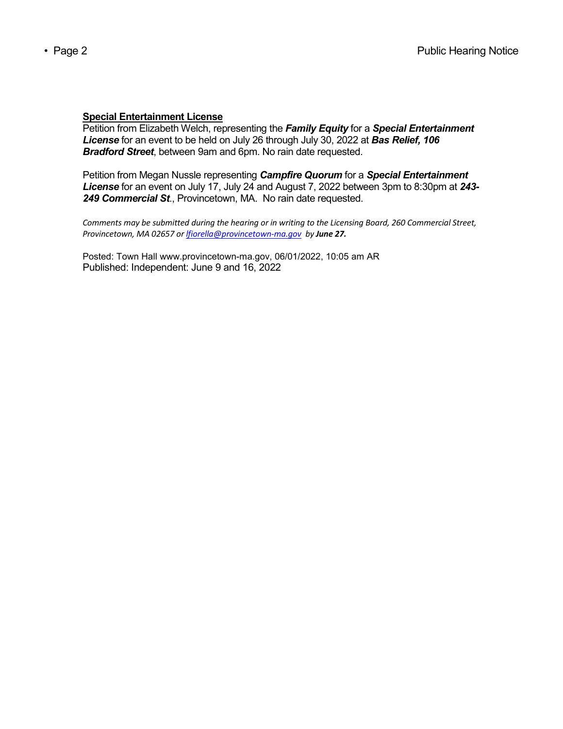**Special Entertainment License**

Petition from Elizabeth Welch, representing the ***Family Equity*** for a ***Special Entertainment License*** for an event to be held on July 26 through July 30, 2022 at ***Bas Relief, 106 Bradford Street***, between 9am and 6pm. No rain date requested.

Petition from Megan Nussle representing ***Campfire Quorum*** for a ***Special Entertainment License*** for an event on July 17, July 24 and August 7, 2022 between 3pm to 8:30pm at ***243-249 Commercial St***., Provincetown, MA. No rain date requested.

*Comments may be submitted during the hearing or in writing to the Licensing Board, 260 Commercial Street, Provincetown, MA 02657 or lfiorella@provincetown-ma.gov by **June 27.***

Posted: Town Hall www.provincetown-ma.gov, 06/01/2022, 10:05 am AR
Published: Independent: June 9 and 16, 2022